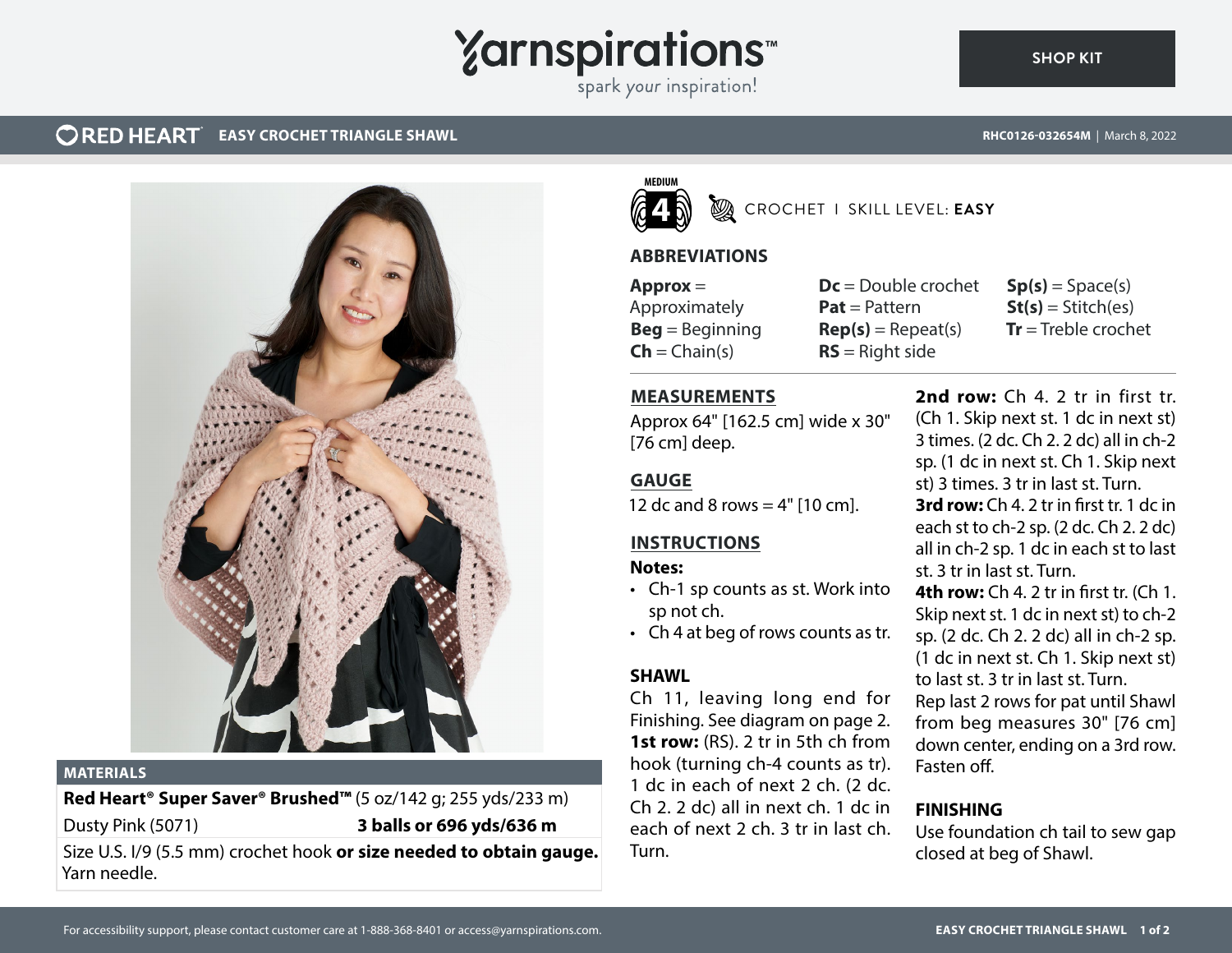# Yarnspirations

spark your inspiration!

SHOP KIT

RED HEART **EASY CROCHET TRIANGLE SHAWL**

**RHC0126-032654M** | March 8, 2022

MEDIUM 4 CROCHET I SKILL LEVEL: **EASY**

## MATERIALS

**Red Heart® Super Saver® Brushed™** (5 oz/142 g; 255 yds/233 m)

| | |
|---|---|
| Dusty Pink (5071) | **3 balls or 696 yds/636 m** |

Size U.S. I/9 (5.5 mm) crochet hook **or size needed to obtain gauge.** Yarn needle.

## ABBREVIATIONS

**Approx** = Approximately
**Beg** = Beginning
**Ch** = Chain(s)
**Dc** = Double crochet
**Pat** = Pattern
**Rep(s)** = Repeat(s)
**RS** = Right side
**Sp(s)** = Space(s)
**St(s)** = Stitch(es)
**Tr** = Treble crochet

## MEASUREMENTS

Approx 64" [162.5 cm] wide x 30" [76 cm] deep.

## GAUGE

12 dc and 8 rows = 4" [10 cm].

## INSTRUCTIONS

**Notes:**

- Ch-1 sp counts as st. Work into sp not ch.
- Ch 4 at beg of rows counts as tr.

### SHAWL

Ch 11, leaving long end for Finishing. See diagram on page 2.

**1st row:** (RS). 2 tr in 5th ch from hook (turning ch-4 counts as tr). 1 dc in each of next 2 ch. (2 dc. Ch 2. 2 dc) all in next ch. 1 dc in each of next 2 ch. 3 tr in last ch. Turn.

**2nd row:** Ch 4. 2 tr in first tr. (Ch 1. Skip next st. 1 dc in next st) 3 times. (2 dc. Ch 2. 2 dc) all in ch-2 sp. (1 dc in next st. Ch 1. Skip next st) 3 times. 3 tr in last st. Turn.

**3rd row:** Ch 4. 2 tr in first tr. 1 dc in each st to ch-2 sp. (2 dc. Ch 2. 2 dc) all in ch-2 sp. 1 dc in each st to last st. 3 tr in last st. Turn.

**4th row:** Ch 4. 2 tr in first tr. (Ch 1. Skip next st. 1 dc in next st) to ch-2 sp. (2 dc. Ch 2. 2 dc) all in ch-2 sp. (1 dc in next st. Ch 1. Skip next st) to last st. 3 tr in last st. Turn.

Rep last 2 rows for pat until Shawl from beg measures 30" [76 cm] down center, ending on a 3rd row. Fasten off.

### FINISHING

Use foundation ch tail to sew gap closed at beg of Shawl.

For accessibility support, please contact customer care at 1-888-368-8401 or access@yarnspirations.com.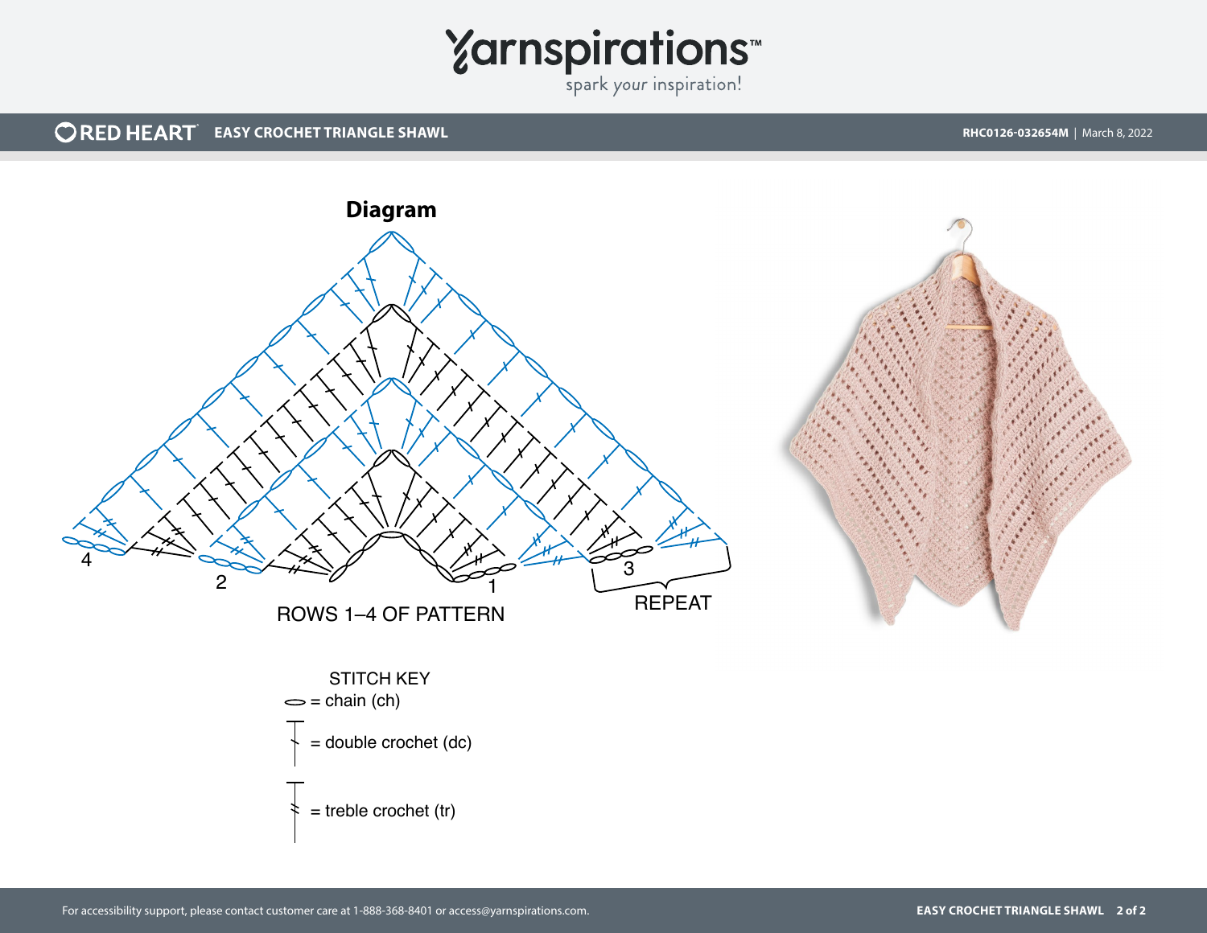## Diagram

4

2

1

3

ROWS 1–4 OF PATTERN

REPEAT

STITCH KEY

= chain (ch)

= double crochet (dc)

= treble crochet (tr)

For accessibility support, please contact customer care at 1-888-368-8401 or access@yarnspirations.com.